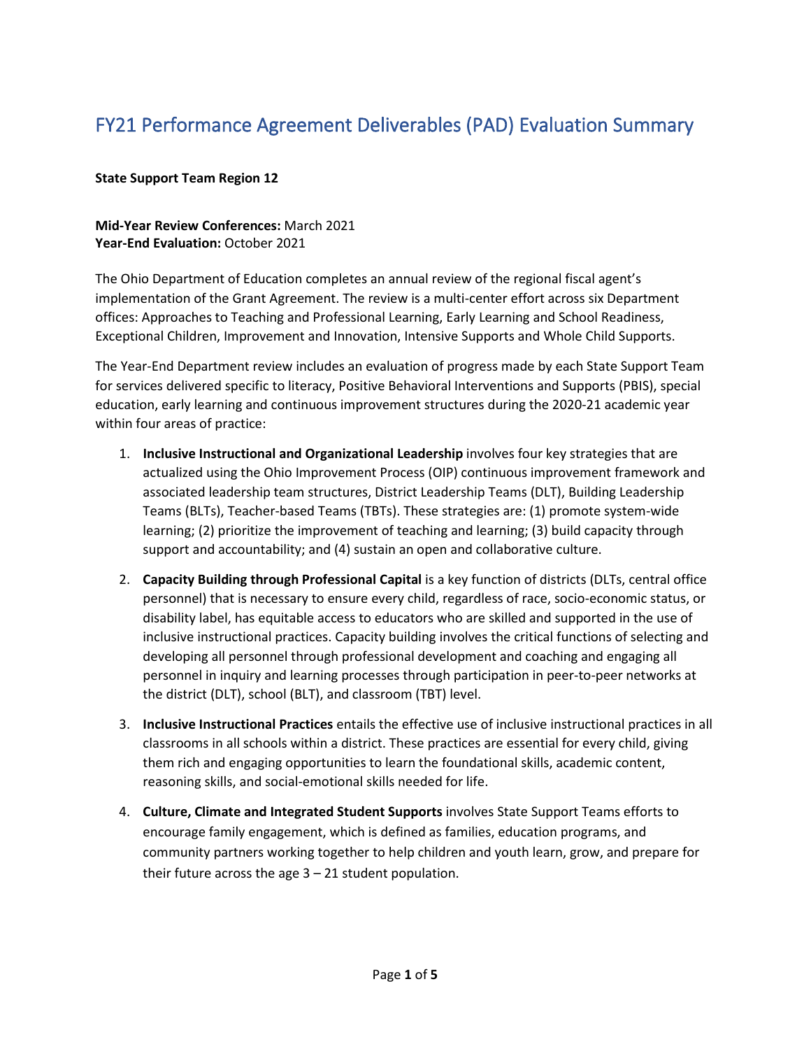# FY21 Performance Agreement Deliverables (PAD) Evaluation Summary

**State Support Team Region 12**

**Mid-Year Review Conferences:** March 2021
**Year-End Evaluation:** October 2021

The Ohio Department of Education completes an annual review of the regional fiscal agent's implementation of the Grant Agreement. The review is a multi-center effort across six Department offices: Approaches to Teaching and Professional Learning, Early Learning and School Readiness, Exceptional Children, Improvement and Innovation, Intensive Supports and Whole Child Supports.

The Year-End Department review includes an evaluation of progress made by each State Support Team for services delivered specific to literacy, Positive Behavioral Interventions and Supports (PBIS), special education, early learning and continuous improvement structures during the 2020-21 academic year within four areas of practice:

1. **Inclusive Instructional and Organizational Leadership** involves four key strategies that are actualized using the Ohio Improvement Process (OIP) continuous improvement framework and associated leadership team structures, District Leadership Teams (DLT), Building Leadership Teams (BLTs), Teacher-based Teams (TBTs). These strategies are: (1) promote system-wide learning; (2) prioritize the improvement of teaching and learning; (3) build capacity through support and accountability; and (4) sustain an open and collaborative culture.

2. **Capacity Building through Professional Capital** is a key function of districts (DLTs, central office personnel) that is necessary to ensure every child, regardless of race, socio-economic status, or disability label, has equitable access to educators who are skilled and supported in the use of inclusive instructional practices. Capacity building involves the critical functions of selecting and developing all personnel through professional development and coaching and engaging all personnel in inquiry and learning processes through participation in peer-to-peer networks at the district (DLT), school (BLT), and classroom (TBT) level.

3. **Inclusive Instructional Practices** entails the effective use of inclusive instructional practices in all classrooms in all schools within a district. These practices are essential for every child, giving them rich and engaging opportunities to learn the foundational skills, academic content, reasoning skills, and social-emotional skills needed for life.

4. **Culture, Climate and Integrated Student Supports** involves State Support Teams efforts to encourage family engagement, which is defined as families, education programs, and community partners working together to help children and youth learn, grow, and prepare for their future across the age 3 – 21 student population.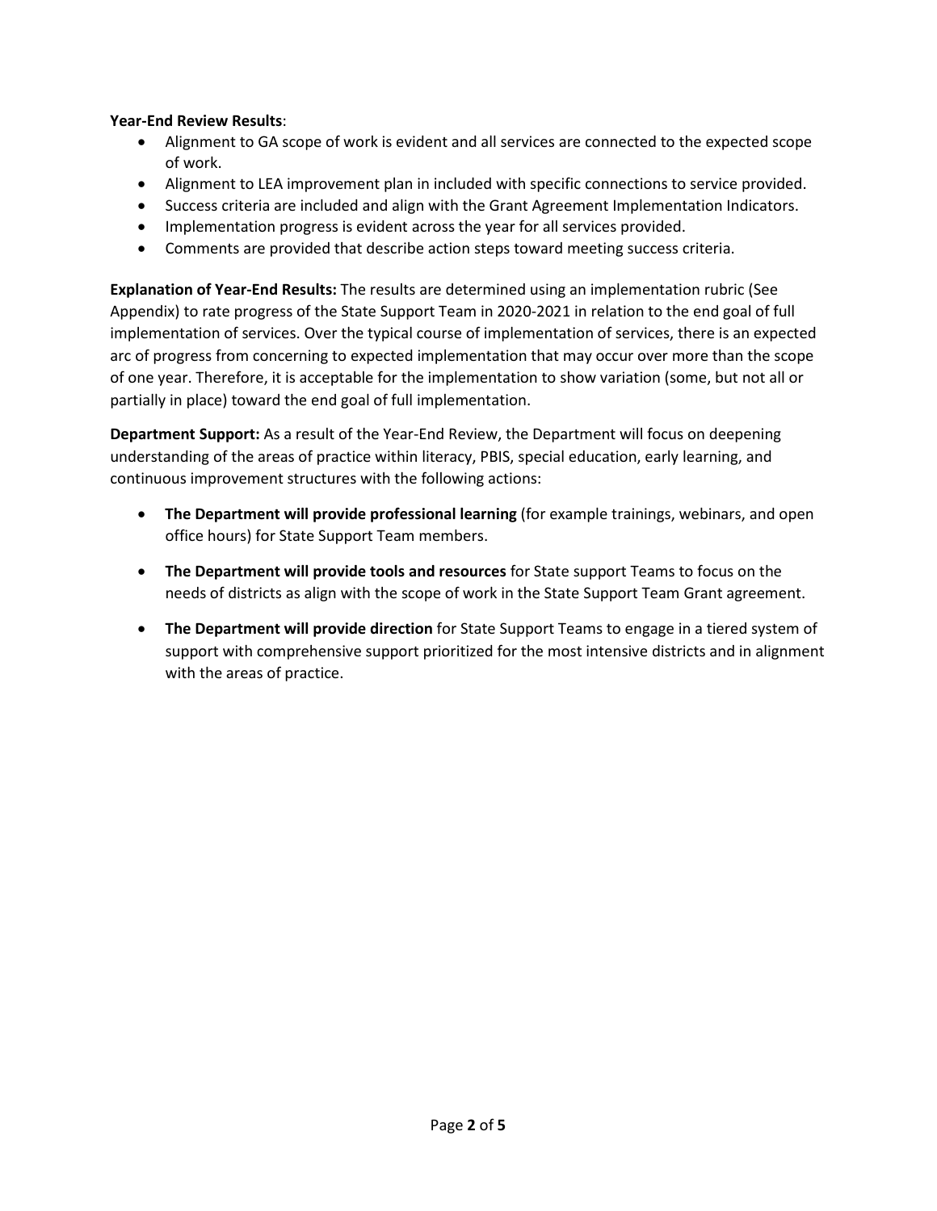**Year-End Review Results**:

- Alignment to GA scope of work is evident and all services are connected to the expected scope of work.
- Alignment to LEA improvement plan in included with specific connections to service provided.
- Success criteria are included and align with the Grant Agreement Implementation Indicators.
- Implementation progress is evident across the year for all services provided.
- Comments are provided that describe action steps toward meeting success criteria.

**Explanation of Year-End Results:** The results are determined using an implementation rubric (See Appendix) to rate progress of the State Support Team in 2020-2021 in relation to the end goal of full implementation of services. Over the typical course of implementation of services, there is an expected arc of progress from concerning to expected implementation that may occur over more than the scope of one year. Therefore, it is acceptable for the implementation to show variation (some, but not all or partially in place) toward the end goal of full implementation.

**Department Support:** As a result of the Year-End Review, the Department will focus on deepening understanding of the areas of practice within literacy, PBIS, special education, early learning, and continuous improvement structures with the following actions:

- **The Department will provide professional learning** (for example trainings, webinars, and open office hours) for State Support Team members.
- **The Department will provide tools and resources** for State support Teams to focus on the needs of districts as align with the scope of work in the State Support Team Grant agreement.
- **The Department will provide direction** for State Support Teams to engage in a tiered system of support with comprehensive support prioritized for the most intensive districts and in alignment with the areas of practice.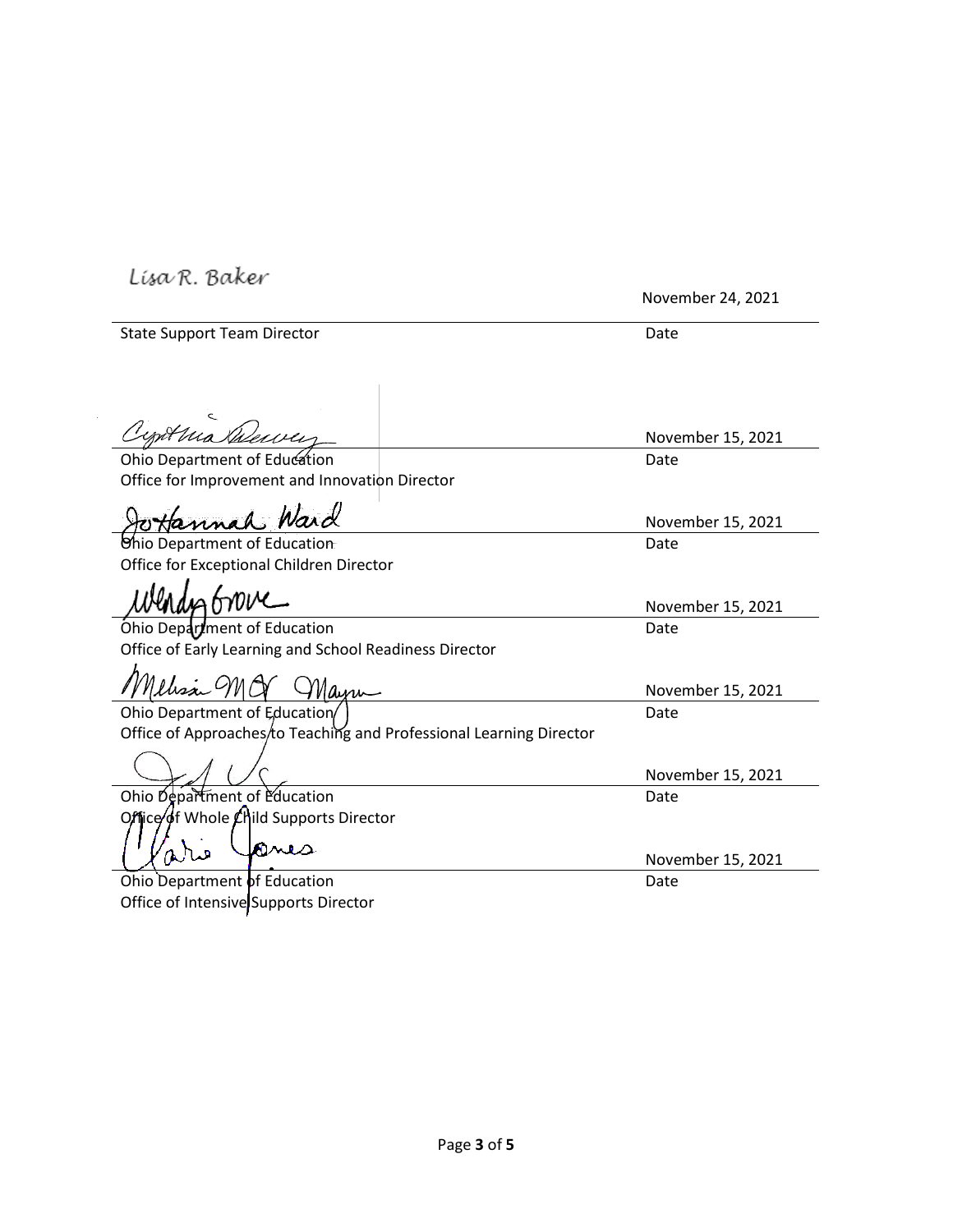Lisa R. Baker

November 24, 2021

State Support Team Director | Date

Cynthia Dewey

November 15, 2021

Ohio Department of Education
Office for Improvement and Innovation Director | Date

JoHannah Ward

November 15, 2021

Ohio Department of Education
Office for Exceptional Children Director | Date

Wendy Grove

November 15, 2021

Ohio Department of Education
Office of Early Learning and School Readiness Director | Date

Melissa McGrayne

November 15, 2021

Ohio Department of Education
Office of Approaches to Teaching and Professional Learning Director | Date

November 15, 2021

Ohio Department of Education
Office of Whole Child Supports Director | Date

Clario Jones

November 15, 2021

Ohio Department of Education
Office of Intensive Supports Director | Date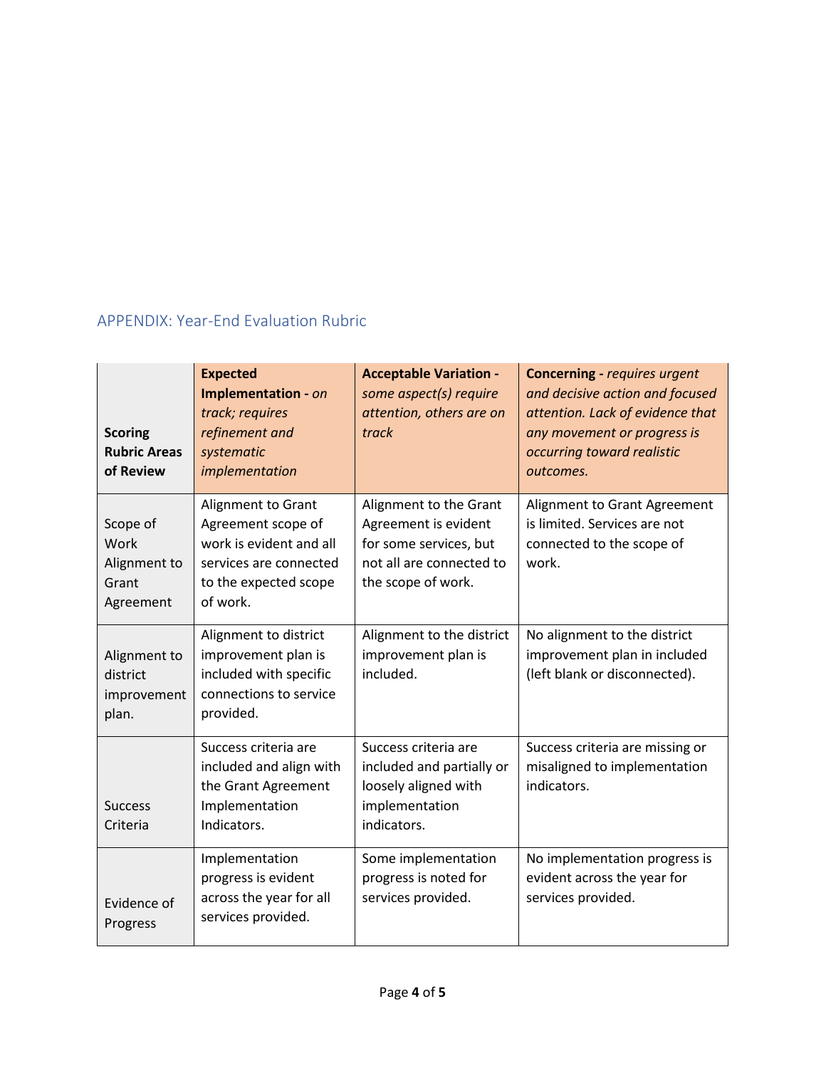## APPENDIX: Year-End Evaluation Rubric

| **Scoring Rubric Areas of Review** | **Expected Implementation -** *on track; requires refinement and systematic implementation* | **Acceptable Variation -** *some aspect(s) require attention, others are on track* | **Concerning -** *requires urgent and decisive action and focused attention. Lack of evidence that any movement or progress is occurring toward realistic outcomes.* |
|---|---|---|---|
| Scope of Work Alignment to Grant Agreement | Alignment to Grant Agreement scope of work is evident and all services are connected to the expected scope of work. | Alignment to the Grant Agreement is evident for some services, but not all are connected to the scope of work. | Alignment to Grant Agreement is limited. Services are not connected to the scope of work. |
| Alignment to district improvement plan. | Alignment to district improvement plan is included with specific connections to service provided. | Alignment to the district improvement plan is included. | No alignment to the district improvement plan in included (left blank or disconnected). |
| Success Criteria | Success criteria are included and align with the Grant Agreement Implementation Indicators. | Success criteria are included and partially or loosely aligned with implementation indicators. | Success criteria are missing or misaligned to implementation indicators. |
| Evidence of Progress | Implementation progress is evident across the year for all services provided. | Some implementation progress is noted for services provided. | No implementation progress is evident across the year for services provided. |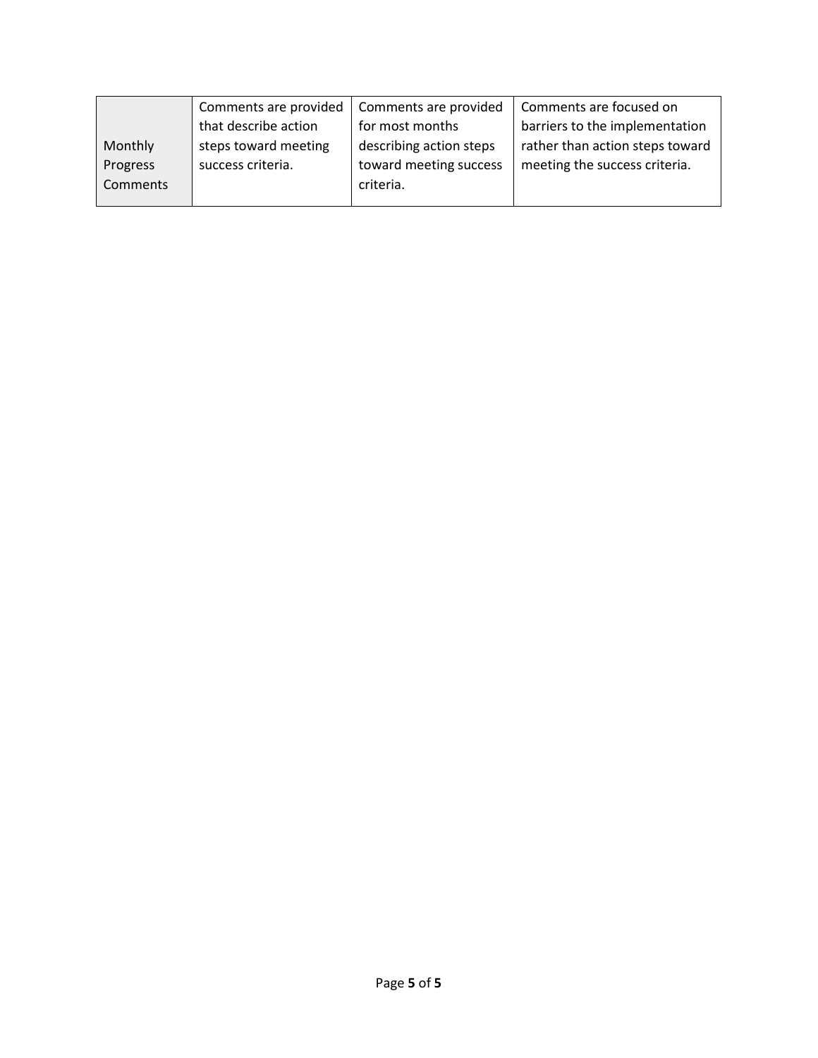| | | | |
|---|---|---|---|
| Monthly Progress Comments | Comments are provided that describe action steps toward meeting success criteria. | Comments are provided for most months describing action steps toward meeting success criteria. | Comments are focused on barriers to the implementation rather than action steps toward meeting the success criteria. |